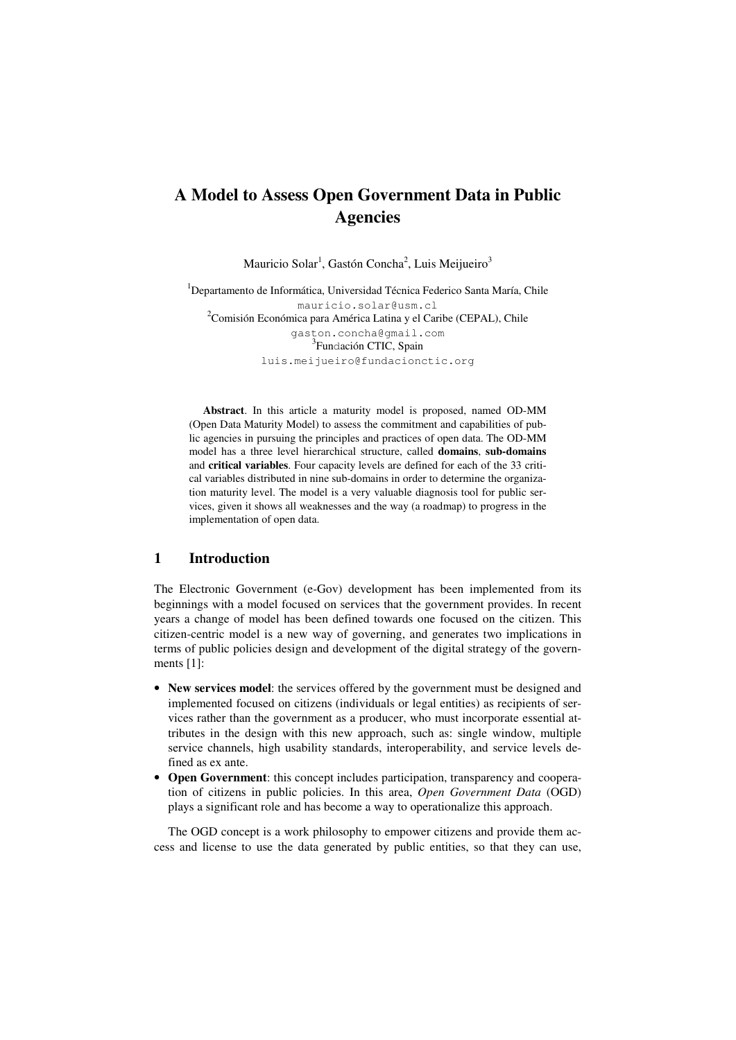# A Model to Assess Open Government Data in Public Agencies

Mauricio Solar[1], Gastón Concha[2], Luis Meijueiro[3]

[1]Departamento de Informática, Universidad Técnica Federico Santa María, Chile
mauricio.solar@usm.cl
[2]Comisión Económica para América Latina y el Caribe (CEPAL), Chile
gaston.concha@gmail.com
[3]Fundación CTIC, Spain
luis.meijueiro@fundacionctic.org

**Abstract**. In this article a maturity model is proposed, named OD-MM (Open Data Maturity Model) to assess the commitment and capabilities of public agencies in pursuing the principles and practices of open data. The OD-MM model has a three level hierarchical structure, called **domains**, **sub-domains** and **critical variables**. Four capacity levels are defined for each of the 33 critical variables distributed in nine sub-domains in order to determine the organization maturity level. The model is a very valuable diagnosis tool for public services, given it shows all weaknesses and the way (a roadmap) to progress in the implementation of open data.

## 1 Introduction

The Electronic Government (e-Gov) development has been implemented from its beginnings with a model focused on services that the government provides. In recent years a change of model has been defined towards one focused on the citizen. This citizen-centric model is a new way of governing, and generates two implications in terms of public policies design and development of the digital strategy of the governments [1]:

- **New services model**: the services offered by the government must be designed and implemented focused on citizens (individuals or legal entities) as recipients of services rather than the government as a producer, who must incorporate essential attributes in the design with this new approach, such as: single window, multiple service channels, high usability standards, interoperability, and service levels defined as ex ante.
- **Open Government**: this concept includes participation, transparency and cooperation of citizens in public policies. In this area, *Open Government Data* (OGD) plays a significant role and has become a way to operationalize this approach.

The OGD concept is a work philosophy to empower citizens and provide them access and license to use the data generated by public entities, so that they can use,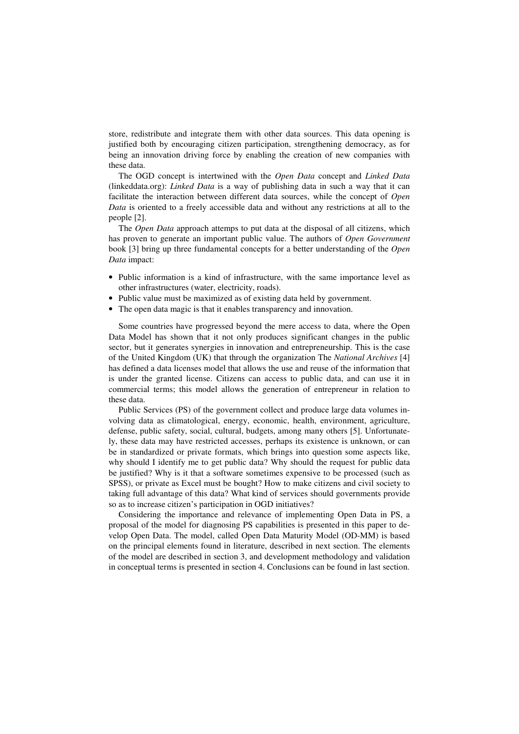store, redistribute and integrate them with other data sources. This data opening is justified both by encouraging citizen participation, strengthening democracy, as for being an innovation driving force by enabling the creation of new companies with these data.

The OGD concept is intertwined with the *Open Data* concept and *Linked Data* (linkeddata.org): *Linked Data* is a way of publishing data in such a way that it can facilitate the interaction between different data sources, while the concept of *Open Data* is oriented to a freely accessible data and without any restrictions at all to the people [2].

The *Open Data* approach attemps to put data at the disposal of all citizens, which has proven to generate an important public value. The authors of *Open Government* book [3] bring up three fundamental concepts for a better understanding of the *Open Data* impact:

- Public information is a kind of infrastructure, with the same importance level as other infrastructures (water, electricity, roads).
- Public value must be maximized as of existing data held by government.
- The open data magic is that it enables transparency and innovation.

Some countries have progressed beyond the mere access to data, where the Open Data Model has shown that it not only produces significant changes in the public sector, but it generates synergies in innovation and entrepreneurship. This is the case of the United Kingdom (UK) that through the organization The *National Archives* [4] has defined a data licenses model that allows the use and reuse of the information that is under the granted license. Citizens can access to public data, and can use it in commercial terms; this model allows the generation of entrepreneur in relation to these data.

Public Services (PS) of the government collect and produce large data volumes involving data as climatological, energy, economic, health, environment, agriculture, defense, public safety, social, cultural, budgets, among many others [5]. Unfortunately, these data may have restricted accesses, perhaps its existence is unknown, or can be in standardized or private formats, which brings into question some aspects like, why should I identify me to get public data? Why should the request for public data be justified? Why is it that a software sometimes expensive to be processed (such as SPSS), or private as Excel must be bought? How to make citizens and civil society to taking full advantage of this data? What kind of services should governments provide so as to increase citizen's participation in OGD initiatives?

Considering the importance and relevance of implementing Open Data in PS, a proposal of the model for diagnosing PS capabilities is presented in this paper to develop Open Data. The model, called Open Data Maturity Model (OD-MM) is based on the principal elements found in literature, described in next section. The elements of the model are described in section 3, and development methodology and validation in conceptual terms is presented in section 4. Conclusions can be found in last section.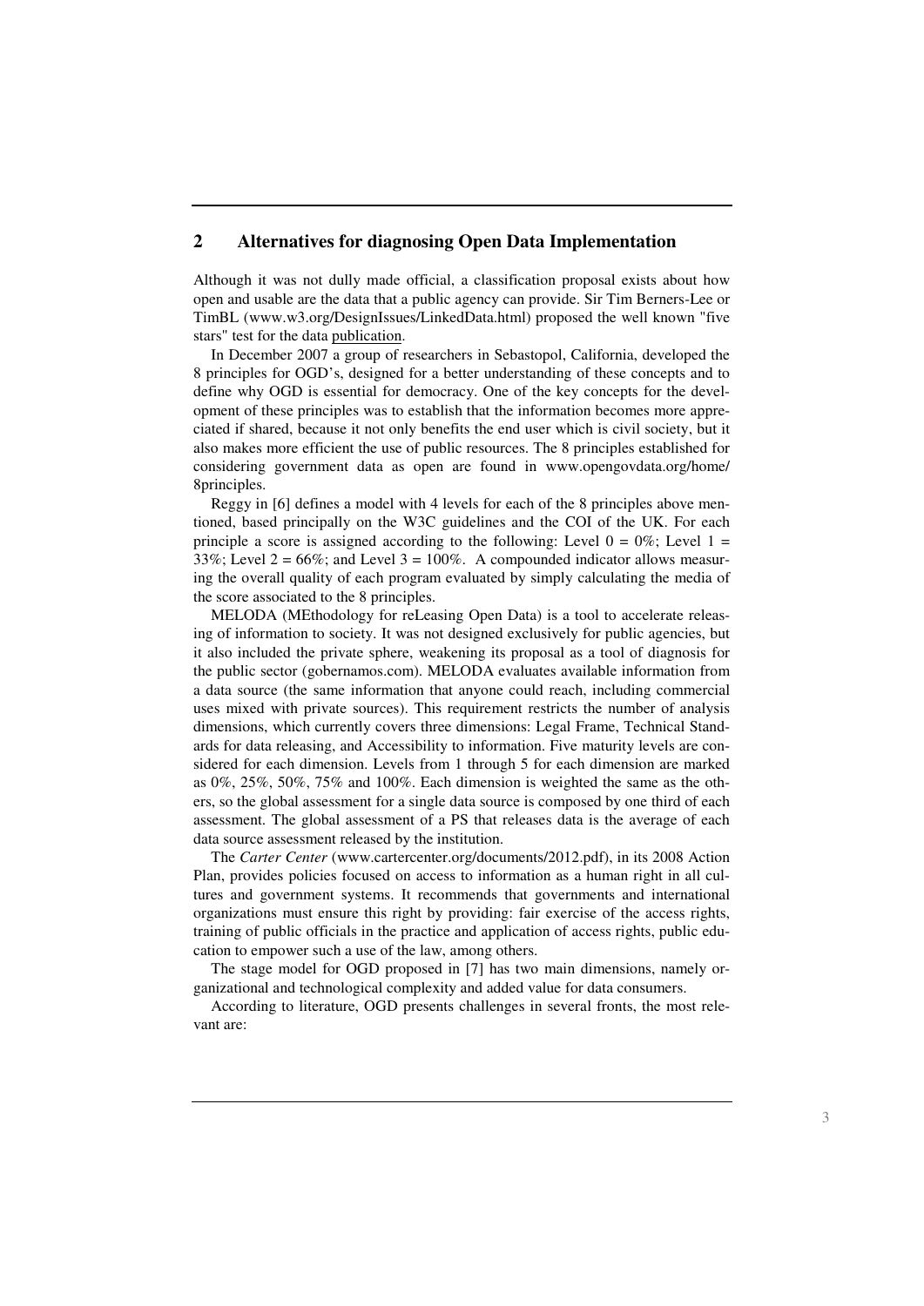## 2 Alternatives for diagnosing Open Data Implementation

Although it was not dully made official, a classification proposal exists about how open and usable are the data that a public agency can provide. Sir Tim Berners-Lee or TimBL (www.w3.org/DesignIssues/LinkedData.html) proposed the well known "five stars" test for the data publication.

In December 2007 a group of researchers in Sebastopol, California, developed the 8 principles for OGD's, designed for a better understanding of these concepts and to define why OGD is essential for democracy. One of the key concepts for the development of these principles was to establish that the information becomes more appreciated if shared, because it not only benefits the end user which is civil society, but it also makes more efficient the use of public resources. The 8 principles established for considering government data as open are found in www.opengovdata.org/home/8principles.

Reggy in [6] defines a model with 4 levels for each of the 8 principles above mentioned, based principally on the W3C guidelines and the COI of the UK. For each principle a score is assigned according to the following: Level 0 = 0%; Level 1 = 33%; Level 2 = 66%; and Level 3 = 100%. A compounded indicator allows measuring the overall quality of each program evaluated by simply calculating the media of the score associated to the 8 principles.

MELODA (MEthodology for reLeasing Open Data) is a tool to accelerate releasing of information to society. It was not designed exclusively for public agencies, but it also included the private sphere, weakening its proposal as a tool of diagnosis for the public sector (gobernamos.com). MELODA evaluates available information from a data source (the same information that anyone could reach, including commercial uses mixed with private sources). This requirement restricts the number of analysis dimensions, which currently covers three dimensions: Legal Frame, Technical Standards for data releasing, and Accessibility to information. Five maturity levels are considered for each dimension. Levels from 1 through 5 for each dimension are marked as 0%, 25%, 50%, 75% and 100%. Each dimension is weighted the same as the others, so the global assessment for a single data source is composed by one third of each assessment. The global assessment of a PS that releases data is the average of each data source assessment released by the institution.

The *Carter Center* (www.cartercenter.org/documents/2012.pdf), in its 2008 Action Plan, provides policies focused on access to information as a human right in all cultures and government systems. It recommends that governments and international organizations must ensure this right by providing: fair exercise of the access rights, training of public officials in the practice and application of access rights, public education to empower such a use of the law, among others.

The stage model for OGD proposed in [7] has two main dimensions, namely organizational and technological complexity and added value for data consumers.

According to literature, OGD presents challenges in several fronts, the most relevant are: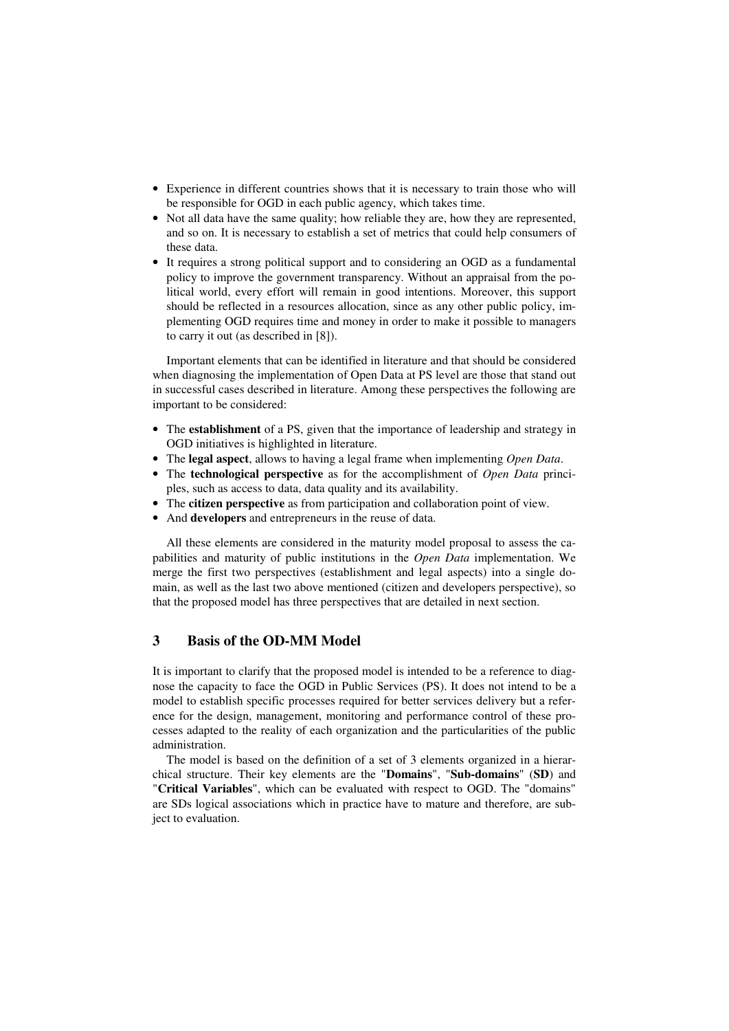- Experience in different countries shows that it is necessary to train those who will be responsible for OGD in each public agency, which takes time.
- Not all data have the same quality; how reliable they are, how they are represented, and so on. It is necessary to establish a set of metrics that could help consumers of these data.
- It requires a strong political support and to considering an OGD as a fundamental policy to improve the government transparency. Without an appraisal from the political world, every effort will remain in good intentions. Moreover, this support should be reflected in a resources allocation, since as any other public policy, implementing OGD requires time and money in order to make it possible to managers to carry it out (as described in [8]).

Important elements that can be identified in literature and that should be considered when diagnosing the implementation of Open Data at PS level are those that stand out in successful cases described in literature. Among these perspectives the following are important to be considered:

- The **establishment** of a PS, given that the importance of leadership and strategy in OGD initiatives is highlighted in literature.
- The **legal aspect**, allows to having a legal frame when implementing *Open Data*.
- The **technological perspective** as for the accomplishment of *Open Data* principles, such as access to data, data quality and its availability.
- The **citizen perspective** as from participation and collaboration point of view.
- And **developers** and entrepreneurs in the reuse of data.

All these elements are considered in the maturity model proposal to assess the capabilities and maturity of public institutions in the *Open Data* implementation. We merge the first two perspectives (establishment and legal aspects) into a single domain, as well as the last two above mentioned (citizen and developers perspective), so that the proposed model has three perspectives that are detailed in next section.

## 3 Basis of the OD-MM Model

It is important to clarify that the proposed model is intended to be a reference to diagnose the capacity to face the OGD in Public Services (PS). It does not intend to be a model to establish specific processes required for better services delivery but a reference for the design, management, monitoring and performance control of these processes adapted to the reality of each organization and the particularities of the public administration.

The model is based on the definition of a set of 3 elements organized in a hierarchical structure. Their key elements are the "**Domains**", "**Sub-domains**" (**SD**) and "**Critical Variables**", which can be evaluated with respect to OGD. The "domains" are SDs logical associations which in practice have to mature and therefore, are subject to evaluation.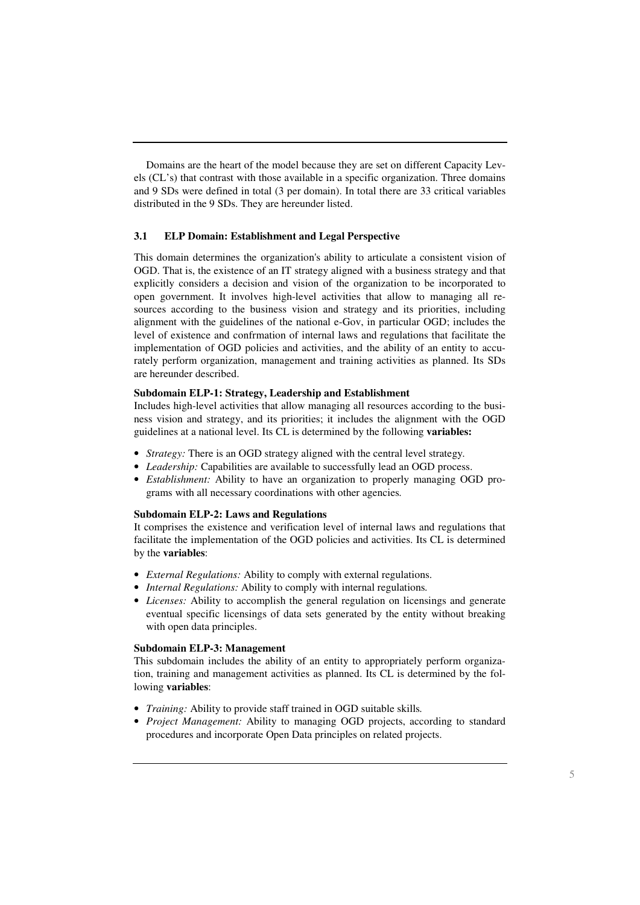Domains are the heart of the model because they are set on different Capacity Levels (CL's) that contrast with those available in a specific organization. Three domains and 9 SDs were defined in total (3 per domain). In total there are 33 critical variables distributed in the 9 SDs. They are hereunder listed.

### 3.1 ELP Domain: Establishment and Legal Perspective

This domain determines the organization's ability to articulate a consistent vision of OGD. That is, the existence of an IT strategy aligned with a business strategy and that explicitly considers a decision and vision of the organization to be incorporated to open government. It involves high-level activities that allow to managing all resources according to the business vision and strategy and its priorities, including alignment with the guidelines of the national e-Gov, in particular OGD; includes the level of existence and confrmation of internal laws and regulations that facilitate the implementation of OGD policies and activities, and the ability of an entity to accurately perform organization, management and training activities as planned. Its SDs are hereunder described.

**Subdomain ELP-1: Strategy, Leadership and Establishment**
Includes high-level activities that allow managing all resources according to the business vision and strategy, and its priorities; it includes the alignment with the OGD guidelines at a national level. Its CL is determined by the following **variables:**

- *Strategy:* There is an OGD strategy aligned with the central level strategy.
- *Leadership:* Capabilities are available to successfully lead an OGD process.
- *Establishment:* Ability to have an organization to properly managing OGD programs with all necessary coordinations with other agencies.

**Subdomain ELP-2: Laws and Regulations**
It comprises the existence and verification level of internal laws and regulations that facilitate the implementation of the OGD policies and activities. Its CL is determined by the **variables**:

- *External Regulations:* Ability to comply with external regulations.
- *Internal Regulations:* Ability to comply with internal regulations.
- *Licenses:* Ability to accomplish the general regulation on licensings and generate eventual specific licensings of data sets generated by the entity without breaking with open data principles.

**Subdomain ELP-3: Management**
This subdomain includes the ability of an entity to appropriately perform organization, training and management activities as planned. Its CL is determined by the following **variables**:

- *Training:* Ability to provide staff trained in OGD suitable skills.
- *Project Management:* Ability to managing OGD projects, according to standard procedures and incorporate Open Data principles on related projects.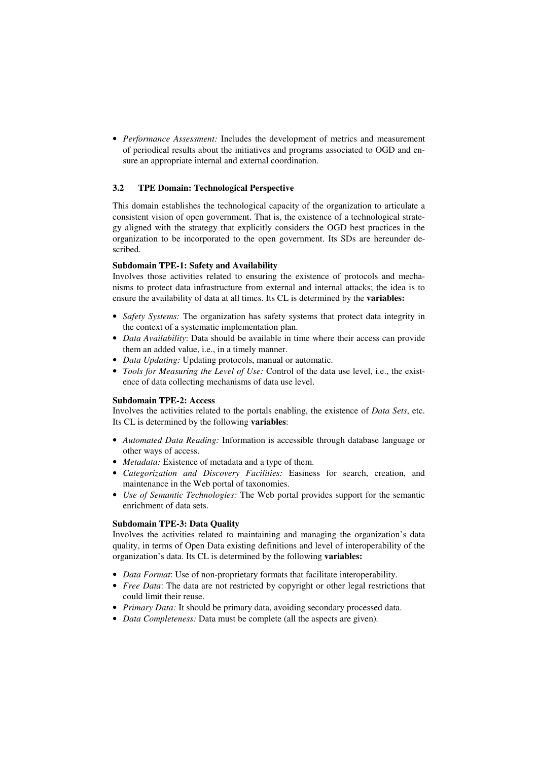- *Performance Assessment:* Includes the development of metrics and measurement of periodical results about the initiatives and programs associated to OGD and ensure an appropriate internal and external coordination.

### 3.2 TPE Domain: Technological Perspective

This domain establishes the technological capacity of the organization to articulate a consistent vision of open government. That is, the existence of a technological strategy aligned with the strategy that explicitly considers the OGD best practices in the organization to be incorporated to the open government. Its SDs are hereunder described.

**Subdomain TPE-1: Safety and Availability**
Involves those activities related to ensuring the existence of protocols and mechanisms to protect data infrastructure from external and internal attacks; the idea is to ensure the availability of data at all times. Its CL is determined by the **variables:**

- *Safety Systems:* The organization has safety systems that protect data integrity in the context of a systematic implementation plan.
- *Data Availability*: Data should be available in time where their access can provide them an added value, i.e., in a timely manner.
- *Data Updating:* Updating protocols, manual or automatic.
- *Tools for Measuring the Level of Use:* Control of the data use level, i.e., the existence of data collecting mechanisms of data use level.

**Subdomain TPE-2: Access**
Involves the activities related to the portals enabling, the existence of *Data Sets*, etc. Its CL is determined by the following **variables**:

- *Automated Data Reading:* Information is accessible through database language or other ways of access.
- *Metadata:* Existence of metadata and a type of them.
- *Categorization and Discovery Facilities:* Easiness for search, creation, and maintenance in the Web portal of taxonomies.
- *Use of Semantic Technologies:* The Web portal provides support for the semantic enrichment of data sets.

**Subdomain TPE-3: Data Quality**
Involves the activities related to maintaining and managing the organization's data quality, in terms of Open Data existing definitions and level of interoperability of the organization's data. Its CL is determined by the following **variables:**

- *Data Format*: Use of non-proprietary formats that facilitate interoperability.
- *Free Data*: The data are not restricted by copyright or other legal restrictions that could limit their reuse.
- *Primary Data:* It should be primary data, avoiding secondary processed data.
- *Data Completeness:* Data must be complete (all the aspects are given).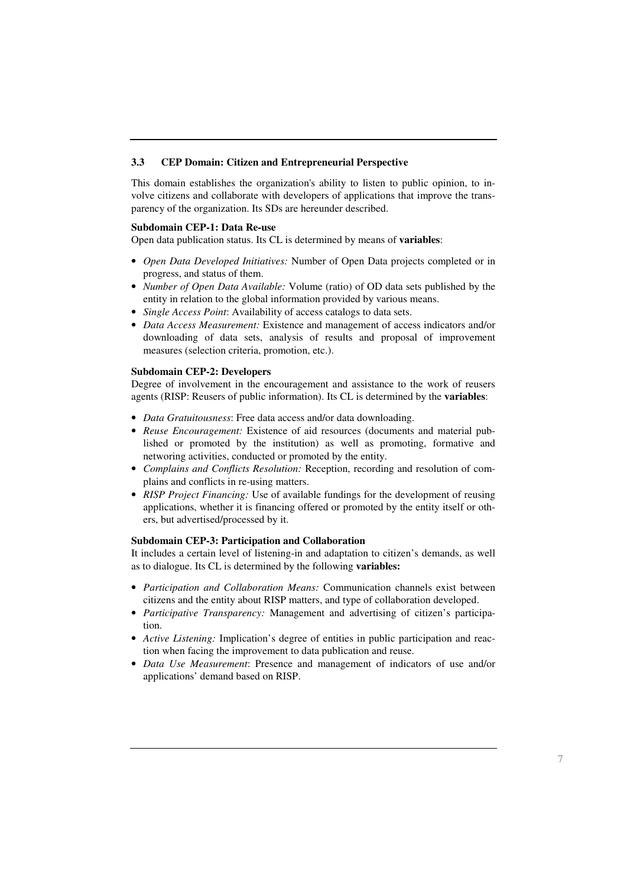### 3.3 CEP Domain: Citizen and Entrepreneurial Perspective

This domain establishes the organization's ability to listen to public opinion, to involve citizens and collaborate with developers of applications that improve the transparency of the organization. Its SDs are hereunder described.

**Subdomain CEP-1: Data Re-use**

Open data publication status. Its CL is determined by means of **variables**:

- *Open Data Developed Initiatives:* Number of Open Data projects completed or in progress, and status of them.
- *Number of Open Data Available:* Volume (ratio) of OD data sets published by the entity in relation to the global information provided by various means.
- *Single Access Point*: Availability of access catalogs to data sets.
- *Data Access Measurement:* Existence and management of access indicators and/or downloading of data sets, analysis of results and proposal of improvement measures (selection criteria, promotion, etc.).

**Subdomain CEP-2: Developers**

Degree of involvement in the encouragement and assistance to the work of reusers agents (RISP: Reusers of public information). Its CL is determined by the **variables**:

- *Data Gratuitousness*: Free data access and/or data downloading.
- *Reuse Encouragement:* Existence of aid resources (documents and material published or promoted by the institution) as well as promoting, formative and networing activities, conducted or promoted by the entity.
- *Complains and Conflicts Resolution:* Reception, recording and resolution of complains and conflicts in re-using matters.
- *RISP Project Financing:* Use of available fundings for the development of reusing applications, whether it is financing offered or promoted by the entity itself or others, but advertised/processed by it.

**Subdomain CEP-3: Participation and Collaboration**

It includes a certain level of listening-in and adaptation to citizen's demands, as well as to dialogue. Its CL is determined by the following **variables:**

- *Participation and Collaboration Means:* Communication channels exist between citizens and the entity about RISP matters, and type of collaboration developed.
- *Participative Transparency:* Management and advertising of citizen's participation.
- *Active Listening:* Implication's degree of entities in public participation and reaction when facing the improvement to data publication and reuse.
- *Data Use Measurement*: Presence and management of indicators of use and/or applications' demand based on RISP.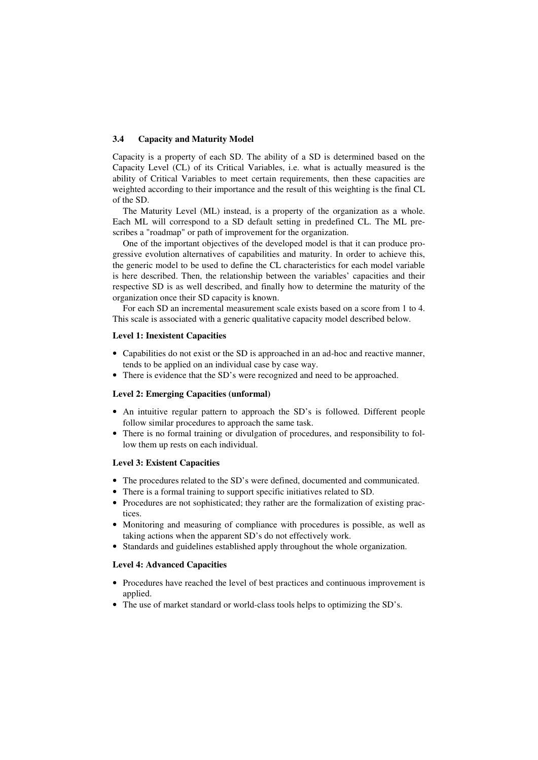### 3.4 Capacity and Maturity Model

Capacity is a property of each SD. The ability of a SD is determined based on the Capacity Level (CL) of its Critical Variables, i.e. what is actually measured is the ability of Critical Variables to meet certain requirements, then these capacities are weighted according to their importance and the result of this weighting is the final CL of the SD.

The Maturity Level (ML) instead, is a property of the organization as a whole. Each ML will correspond to a SD default setting in predefined CL. The ML prescribes a "roadmap" or path of improvement for the organization.

One of the important objectives of the developed model is that it can produce progressive evolution alternatives of capabilities and maturity. In order to achieve this, the generic model to be used to define the CL characteristics for each model variable is here described. Then, the relationship between the variables' capacities and their respective SD is as well described, and finally how to determine the maturity of the organization once their SD capacity is known.

For each SD an incremental measurement scale exists based on a score from 1 to 4. This scale is associated with a generic qualitative capacity model described below.

**Level 1: Inexistent Capacities**

- Capabilities do not exist or the SD is approached in an ad-hoc and reactive manner, tends to be applied on an individual case by case way.
- There is evidence that the SD's were recognized and need to be approached.

**Level 2: Emerging Capacities (unformal)**

- An intuitive regular pattern to approach the SD's is followed. Different people follow similar procedures to approach the same task.
- There is no formal training or divulgation of procedures, and responsibility to follow them up rests on each individual.

**Level 3: Existent Capacities**

- The procedures related to the SD's were defined, documented and communicated.
- There is a formal training to support specific initiatives related to SD.
- Procedures are not sophisticated; they rather are the formalization of existing practices.
- Monitoring and measuring of compliance with procedures is possible, as well as taking actions when the apparent SD's do not effectively work.
- Standards and guidelines established apply throughout the whole organization.

**Level 4: Advanced Capacities**

- Procedures have reached the level of best practices and continuous improvement is applied.
- The use of market standard or world-class tools helps to optimizing the SD's.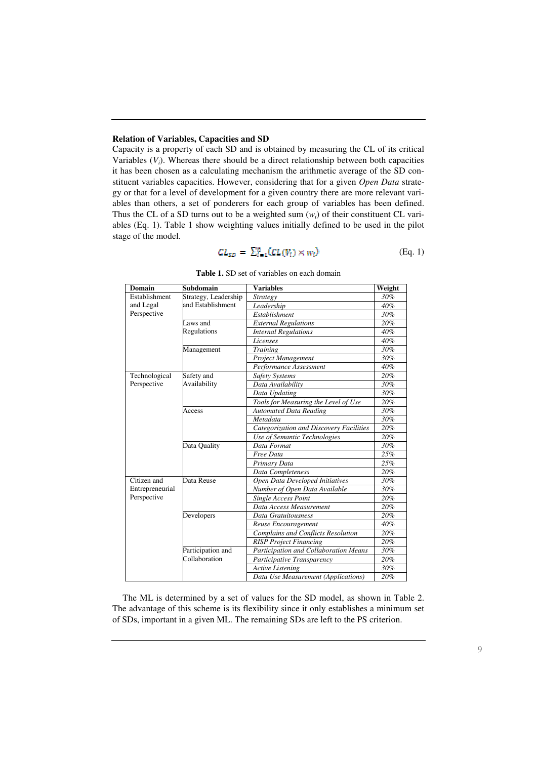### Relation of Variables, Capacities and SD

Capacity is a property of each SD and is obtained by measuring the CL of its critical Variables ($V_i$). Whereas there should be a direct relationship between both capacities it has been chosen as a calculating mechanism the arithmetic average of the SD constituent variables capacities. However, considering that for a given *Open Data* strategy or that for a level of development for a given country there are more relevant variables than others, a set of ponderers for each group of variables has been defined. Thus the CL of a SD turns out to be a weighted sum ($w_i$) of their constituent CL variables (Eq. 1). Table 1 show weighting values initially defined to be used in the pilot stage of the model.

$$CL_{SD} = \sum_{i=1}^{n} (CL(V_i) \times w_i) \qquad \text{(Eq. 1)}$$

**Table 1.** SD set of variables on each domain

| Domain | Subdomain | Variables | Weight |
|---|---|---|---|
| Establishment and Legal Perspective | Strategy, Leadership and Establishment | *Strategy* | *30%* |
| | | *Leadership* | *40%* |
| | | *Establishment* | *30%* |
| | Laws and Regulations | *External Regulations* | *20%* |
| | | *Internal Regulations* | *40%* |
| | | *Licenses* | *40%* |
| | Management | *Training* | *30%* |
| | | *Project Management* | *30%* |
| | | *Performance Assessment* | *40%* |
| Technological Perspective | Safety and Availability | *Safety Systems* | *20%* |
| | | *Data Availability* | *30%* |
| | | *Data Updating* | *30%* |
| | | *Tools for Measuring the Level of Use* | *20%* |
| | Access | *Automated Data Reading* | *30%* |
| | | *Metadata* | *30%* |
| | | *Categorization and Discovery Facilities* | *20%* |
| | | *Use of Semantic Technologies* | *20%* |
| | Data Quality | *Data Format* | *30%* |
| | | *Free Data* | *25%* |
| | | *Primary Data* | *25%* |
| | | *Data Completeness* | *20%* |
| Citizen and Entrepreneurial Perspective | Data Reuse | *Open Data Developed Initiatives* | *30%* |
| | | *Number of Open Data Available* | *30%* |
| | | *Single Access Point* | *20%* |
| | | *Data Access Measurement* | *20%* |
| | Developers | *Data Gratuitousness* | *20%* |
| | | *Reuse Encouragement* | *40%* |
| | | *Complains and Conflicts Resolution* | *20%* |
| | | *RISP Project Financing* | *20%* |
| | Participation and Collaboration | *Participation and Collaboration Means* | *30%* |
| | | *Participative Transparency* | *20%* |
| | | *Active Listening* | *30%* |
| | | *Data Use Measurement (Applications)* | *20%* |

The ML is determined by a set of values for the SD model, as shown in Table 2. The advantage of this scheme is its flexibility since it only establishes a minimum set of SDs, important in a given ML. The remaining SDs are left to the PS criterion.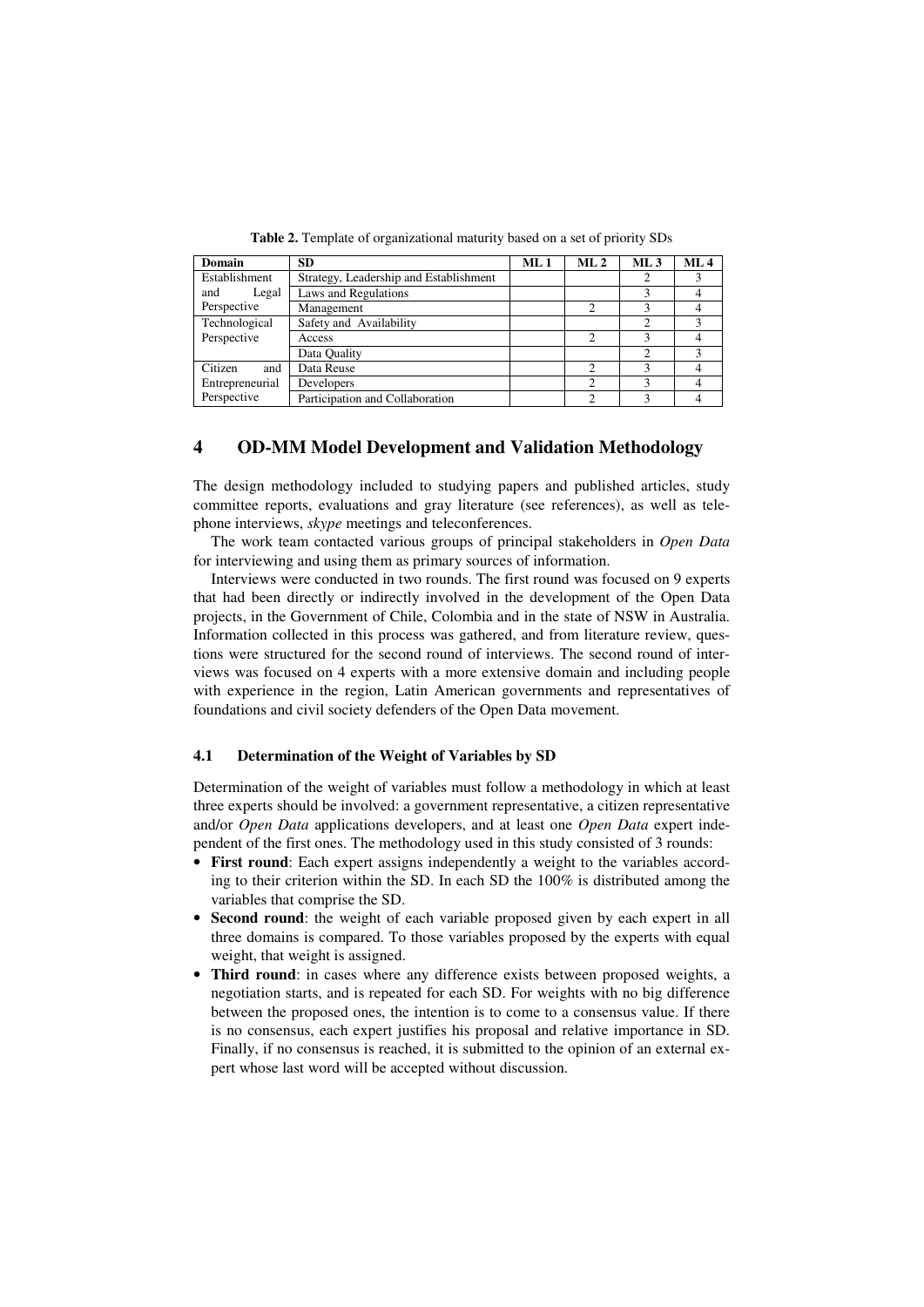**Table 2.** Template of organizational maturity based on a set of priority SDs

| Domain | SD | ML 1 | ML 2 | ML 3 | ML 4 |
|---|---|---|---|---|---|
| Establishment and Legal Perspective | Strategy, Leadership and Establishment | | | 2 | 3 |
| | Laws and Regulations | | | 3 | 4 |
| | Management | | 2 | 3 | 4 |
| Technological Perspective | Safety and Availability | | | 2 | 3 |
| | Access | | 2 | 3 | 4 |
| | Data Quality | | | 2 | 3 |
| Citizen and Entrepreneurial Perspective | Data Reuse | | 2 | 3 | 4 |
| | Developers | | 2 | 3 | 4 |
| | Participation and Collaboration | | 2 | 3 | 4 |

## 4 OD-MM Model Development and Validation Methodology

The design methodology included to studying papers and published articles, study committee reports, evaluations and gray literature (see references), as well as telephone interviews, *skype* meetings and teleconferences.

The work team contacted various groups of principal stakeholders in *Open Data* for interviewing and using them as primary sources of information.

Interviews were conducted in two rounds. The first round was focused on 9 experts that had been directly or indirectly involved in the development of the Open Data projects, in the Government of Chile, Colombia and in the state of NSW in Australia. Information collected in this process was gathered, and from literature review, questions were structured for the second round of interviews. The second round of interviews was focused on 4 experts with a more extensive domain and including people with experience in the region, Latin American governments and representatives of foundations and civil society defenders of the Open Data movement.

### 4.1 Determination of the Weight of Variables by SD

Determination of the weight of variables must follow a methodology in which at least three experts should be involved: a government representative, a citizen representative and/or *Open Data* applications developers, and at least one *Open Data* expert independent of the first ones. The methodology used in this study consisted of 3 rounds:

- **First round**: Each expert assigns independently a weight to the variables according to their criterion within the SD. In each SD the 100% is distributed among the variables that comprise the SD.
- **Second round**: the weight of each variable proposed given by each expert in all three domains is compared. To those variables proposed by the experts with equal weight, that weight is assigned.
- **Third round**: in cases where any difference exists between proposed weights, a negotiation starts, and is repeated for each SD. For weights with no big difference between the proposed ones, the intention is to come to a consensus value. If there is no consensus, each expert justifies his proposal and relative importance in SD. Finally, if no consensus is reached, it is submitted to the opinion of an external expert whose last word will be accepted without discussion.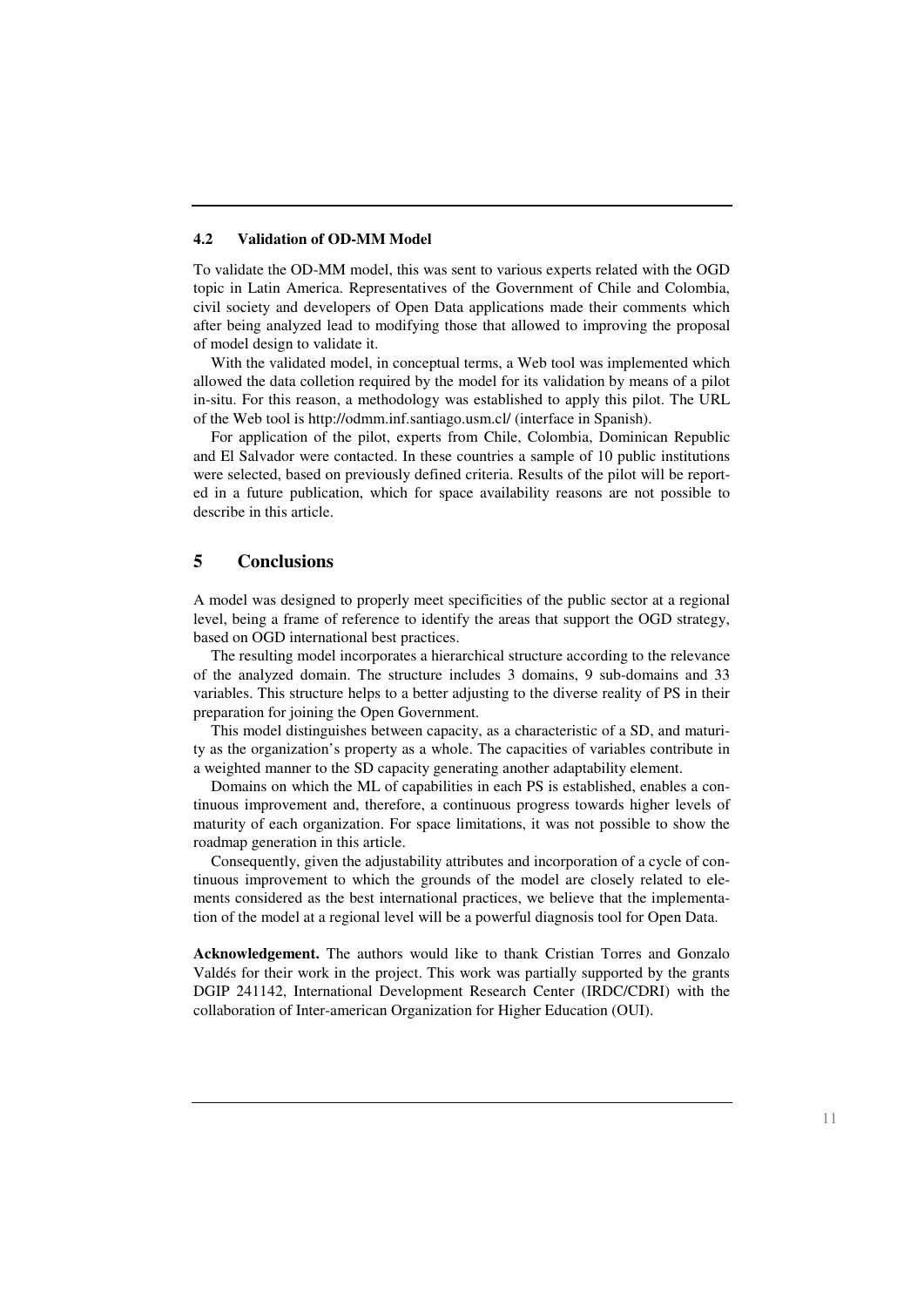### 4.2 Validation of OD-MM Model

To validate the OD-MM model, this was sent to various experts related with the OGD topic in Latin America. Representatives of the Government of Chile and Colombia, civil society and developers of Open Data applications made their comments which after being analyzed lead to modifying those that allowed to improving the proposal of model design to validate it.

With the validated model, in conceptual terms, a Web tool was implemented which allowed the data colletion required by the model for its validation by means of a pilot in-situ. For this reason, a methodology was established to apply this pilot. The URL of the Web tool is http://odmm.inf.santiago.usm.cl/ (interface in Spanish).

For application of the pilot, experts from Chile, Colombia, Dominican Republic and El Salvador were contacted. In these countries a sample of 10 public institutions were selected, based on previously defined criteria. Results of the pilot will be reported in a future publication, which for space availability reasons are not possible to describe in this article.

## 5 Conclusions

A model was designed to properly meet specificities of the public sector at a regional level, being a frame of reference to identify the areas that support the OGD strategy, based on OGD international best practices.

The resulting model incorporates a hierarchical structure according to the relevance of the analyzed domain. The structure includes 3 domains, 9 sub-domains and 33 variables. This structure helps to a better adjusting to the diverse reality of PS in their preparation for joining the Open Government.

This model distinguishes between capacity, as a characteristic of a SD, and maturity as the organization's property as a whole. The capacities of variables contribute in a weighted manner to the SD capacity generating another adaptability element.

Domains on which the ML of capabilities in each PS is established, enables a continuous improvement and, therefore, a continuous progress towards higher levels of maturity of each organization. For space limitations, it was not possible to show the roadmap generation in this article.

Consequently, given the adjustability attributes and incorporation of a cycle of continuous improvement to which the grounds of the model are closely related to elements considered as the best international practices, we believe that the implementation of the model at a regional level will be a powerful diagnosis tool for Open Data.

**Acknowledgement.** The authors would like to thank Cristian Torres and Gonzalo Valdés for their work in the project. This work was partially supported by the grants DGIP 241142, International Development Research Center (IRDC/CDRI) with the collaboration of Inter-american Organization for Higher Education (OUI).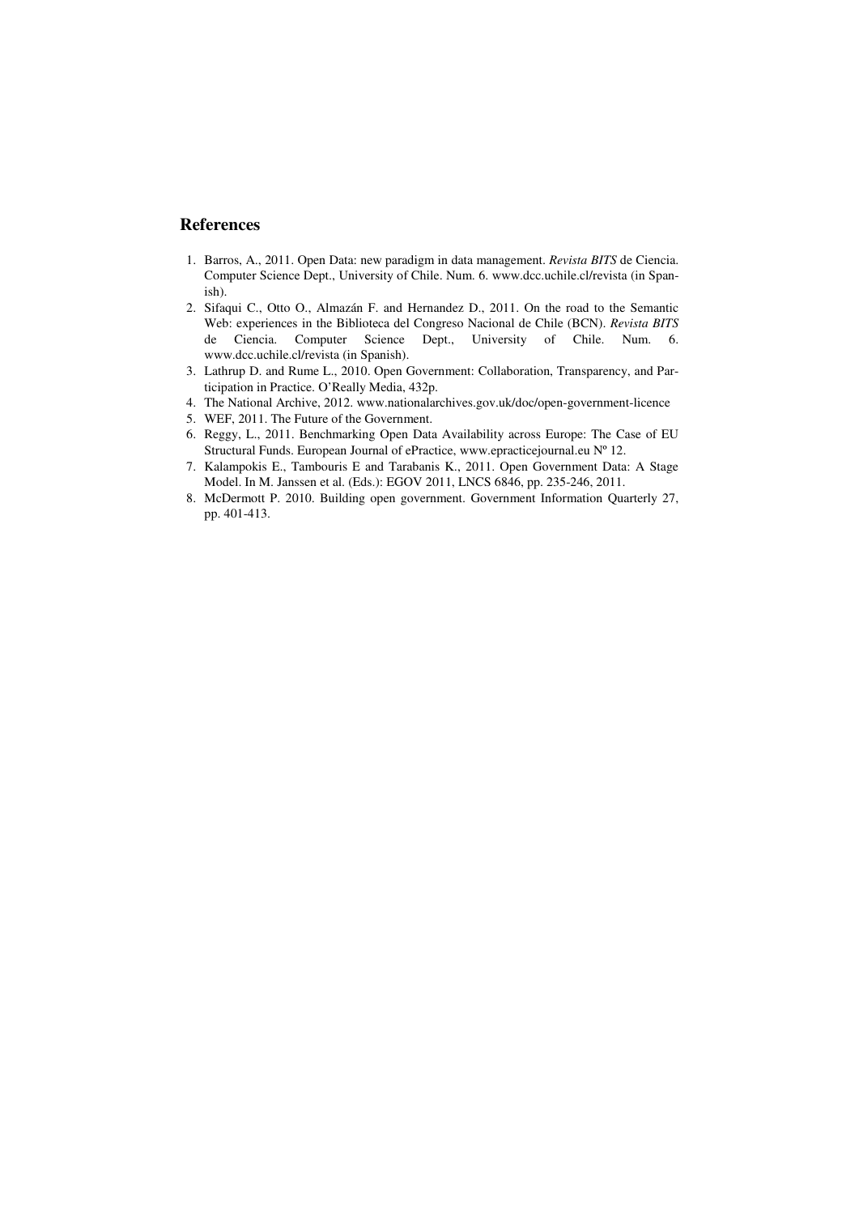## References

1. Barros, A., 2011. Open Data: new paradigm in data management. *Revista BITS* de Ciencia. Computer Science Dept., University of Chile. Num. 6. www.dcc.uchile.cl/revista (in Spanish).
2. Sifaqui C., Otto O., Almazán F. and Hernandez D., 2011. On the road to the Semantic Web: experiences in the Biblioteca del Congreso Nacional de Chile (BCN). *Revista BITS* de Ciencia. Computer Science Dept., University of Chile. Num. 6. www.dcc.uchile.cl/revista (in Spanish).
3. Lathrup D. and Rume L., 2010. Open Government: Collaboration, Transparency, and Participation in Practice. O'Really Media, 432p.
4. The National Archive, 2012. www.nationalarchives.gov.uk/doc/open-government-licence
5. WEF, 2011. The Future of the Government.
6. Reggy, L., 2011. Benchmarking Open Data Availability across Europe: The Case of EU Structural Funds. European Journal of ePractice, www.epracticejournal.eu Nº 12.
7. Kalampokis E., Tambouris E and Tarabanis K., 2011. Open Government Data: A Stage Model. In M. Janssen et al. (Eds.): EGOV 2011, LNCS 6846, pp. 235-246, 2011.
8. McDermott P. 2010. Building open government. Government Information Quarterly 27, pp. 401-413.